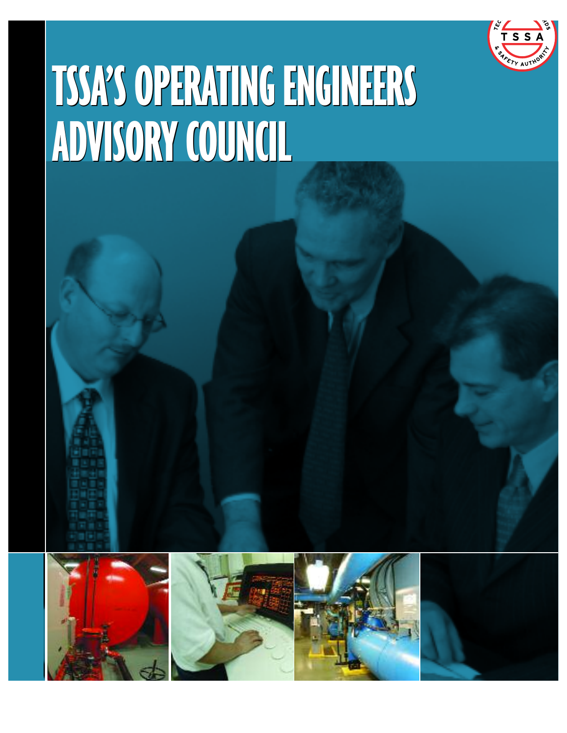# TSSA'S OPERATING ENGINEERS ADVISORY COUNCIL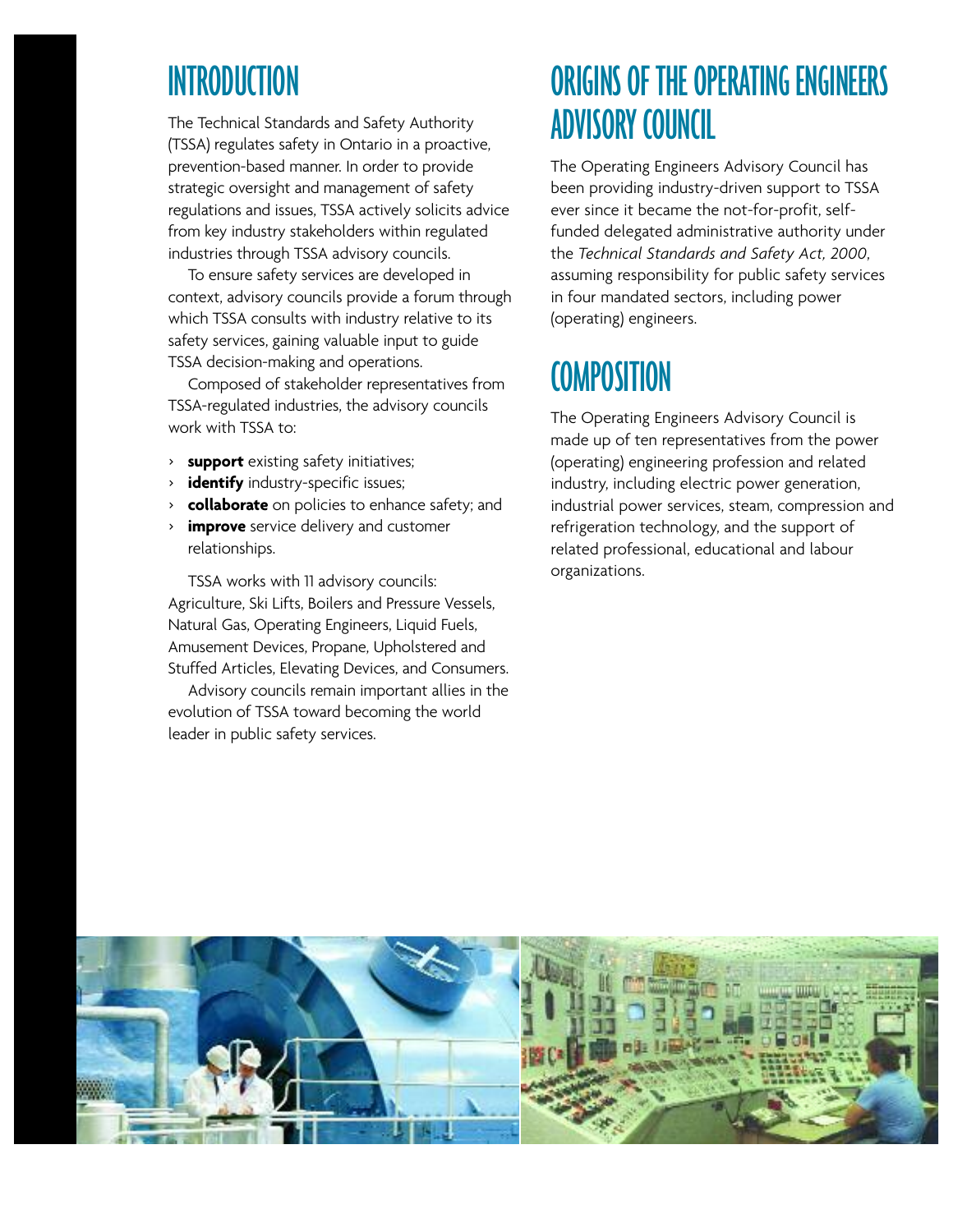## INTRODUCTION

The Technical Standards and Safety Authority (TSSA) regulates safety in Ontario in a proactive, prevention-based manner. In order to provide strategic oversight and management of safety regulations and issues, TSSA actively solicits advice from key industry stakeholders within regulated industries through TSSA advisory councils.

To ensure safety services are developed in context, advisory councils provide a forum through which TSSA consults with industry relative to its safety services, gaining valuable input to guide TSSA decision-making and operations.

Composed of stakeholder representatives from TSSA-regulated industries, the advisory councils work with TSSA to:

- **support** existing safety initiatives;
- **identify** industry-specific issues;
- **collaborate** on policies to enhance safety; and
- **improve** service delivery and customer relationships.

TSSA works with 11 advisory councils: Agriculture, Ski Lifts, Boilers and Pressure Vessels, Natural Gas, Operating Engineers, Liquid Fuels, Amusement Devices, Propane, Upholstered and Stuffed Articles, Elevating Devices, and Consumers.

Advisory councils remain important allies in the evolution of TSSA toward becoming the world leader in public safety services.

## ORIGINS OF THE OPERATING ENGINEERS ADVISORY COUNCIL

The Operating Engineers Advisory Council has been providing industry-driven support to TSSA ever since it became the not-for-profit, self-funded delegated administrative authority under the *Technical Standards and Safety Act, 2000*, assuming responsibility for public safety services in four mandated sectors, including power (operating) engineers.

## COMPOSITION

The Operating Engineers Advisory Council is made up of ten representatives from the power (operating) engineering profession and related industry, including electric power generation, industrial power services, steam, compression and refrigeration technology, and the support of related professional, educational and labour organizations.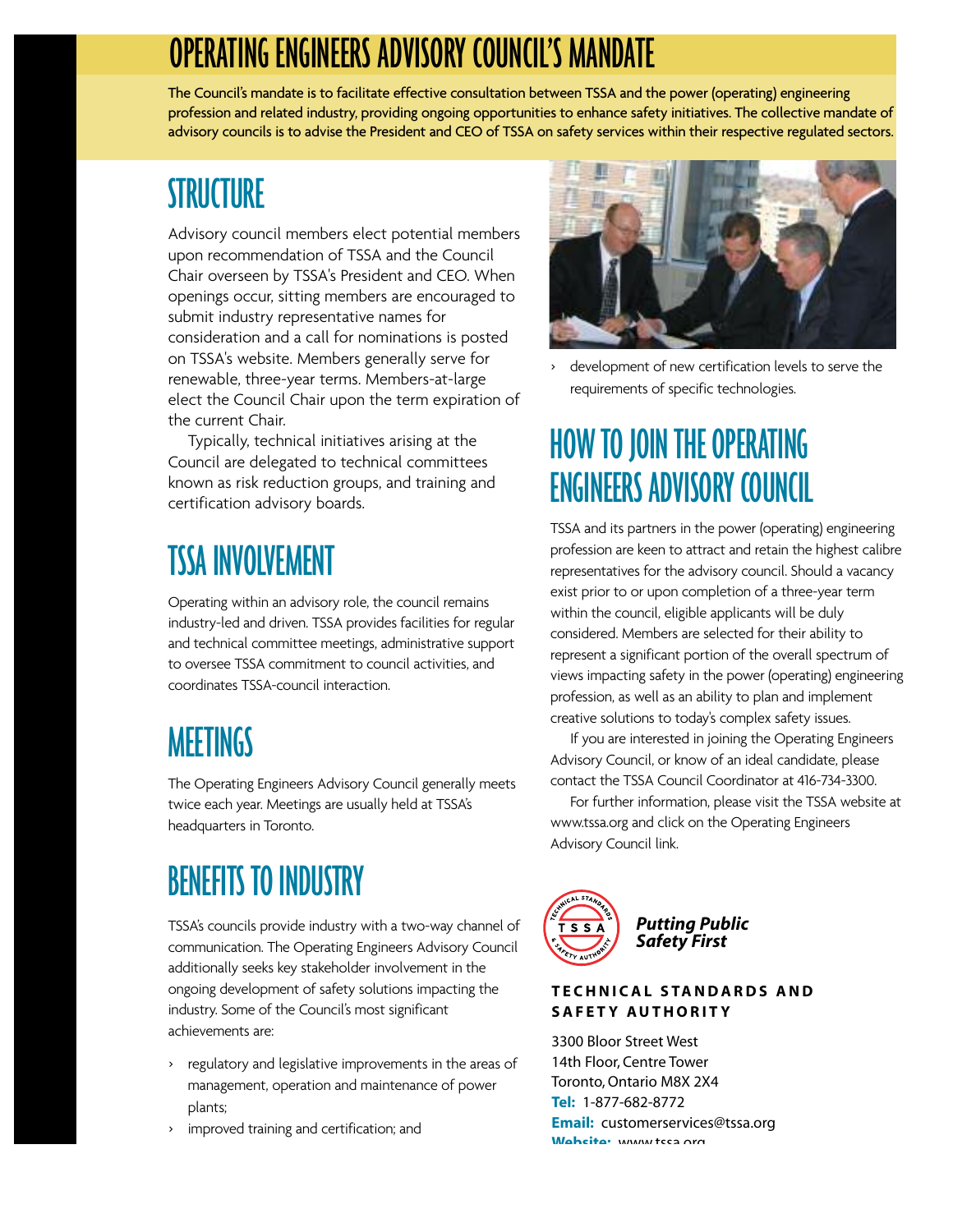# OPERATING ENGINEERS ADVISORY COUNCIL'S MANDATE

The Council's mandate is to facilitate effective consultation between TSSA and the power (operating) engineering profession and related industry, providing ongoing opportunities to enhance safety initiatives. The collective mandate of advisory councils is to advise the President and CEO of TSSA on safety services within their respective regulated sectors.

## STRUCTURE

Advisory council members elect potential members upon recommendation of TSSA and the Council Chair overseen by TSSA's President and CEO. When openings occur, sitting members are encouraged to submit industry representative names for consideration and a call for nominations is posted on TSSA's website. Members generally serve for renewable, three-year terms. Members-at-large elect the Council Chair upon the term expiration of the current Chair.

Typically, technical initiatives arising at the Council are delegated to technical committees known as risk reduction groups, and training and certification advisory boards.

## TSSA INVOLVEMENT

Operating within an advisory role, the council remains industry-led and driven. TSSA provides facilities for regular and technical committee meetings, administrative support to oversee TSSA commitment to council activities, and coordinates TSSA-council interaction.

## MEETINGS

The Operating Engineers Advisory Council generally meets twice each year. Meetings are usually held at TSSA's headquarters in Toronto.

## BENEFITS TO INDUSTRY

TSSA's councils provide industry with a two-way channel of communication. The Operating Engineers Advisory Council additionally seeks key stakeholder involvement in the ongoing development of safety solutions impacting the industry. Some of the Council's most significant achievements are:

- regulatory and legislative improvements in the areas of management, operation and maintenance of power plants;
- improved training and certification; and
- development of new certification levels to serve the requirements of specific technologies.

## HOW TO JOIN THE OPERATING ENGINEERS ADVISORY COUNCIL

TSSA and its partners in the power (operating) engineering profession are keen to attract and retain the highest calibre representatives for the advisory council. Should a vacancy exist prior to or upon completion of a three-year term within the council, eligible applicants will be duly considered. Members are selected for their ability to represent a significant portion of the overall spectrum of views impacting safety in the power (operating) engineering profession, as well as an ability to plan and implement creative solutions to today's complex safety issues.

If you are interested in joining the Operating Engineers Advisory Council, or know of an ideal candidate, please contact the TSSA Council Coordinator at 416-734-3300.

For further information, please visit the TSSA website at www.tssa.org and click on the Operating Engineers Advisory Council link.

TSSA Technical Standards & Safety Authority

***Putting Public Safety First***

**TECHNICAL STANDARDS AND SAFETY AUTHORITY**

3300 Bloor Street West
14th Floor, Centre Tower
Toronto, Ontario M8X 2X4
**Tel:** 1-877-682-8772
**Email:** customerservices@tssa.org
**Website:** www.tssa.org